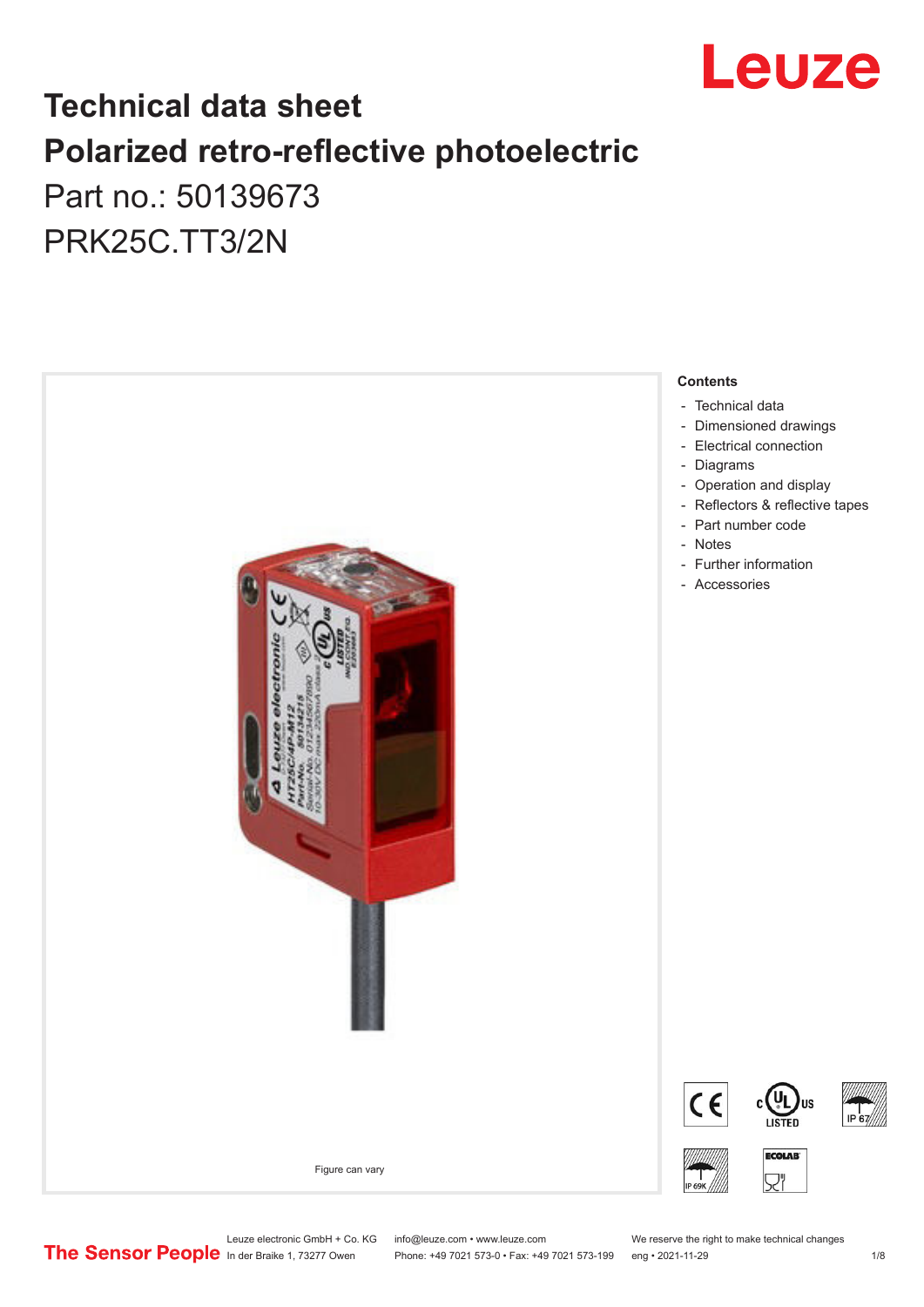# Technical data sheet

## Polarized retro-reflective photoelectric

Part no.: 50139673

PRK25C.TT3/2N

Figure can vary

**Contents**

- Technical data
- Dimensioned drawings
- Electrical connection
- Diagrams
- Operation and display
- Reflectors & reflective tapes
- Part number code
- Notes
- Further information
- Accessories

Leuze electronic GmbH + Co. KG
In der Braike 1, 73277 Owen

info@leuze.com • www.leuze.com
Phone: +49 7021 573-0 • Fax: +49 7021 573-199

We reserve the right to make technical changes
eng • 2021-11-29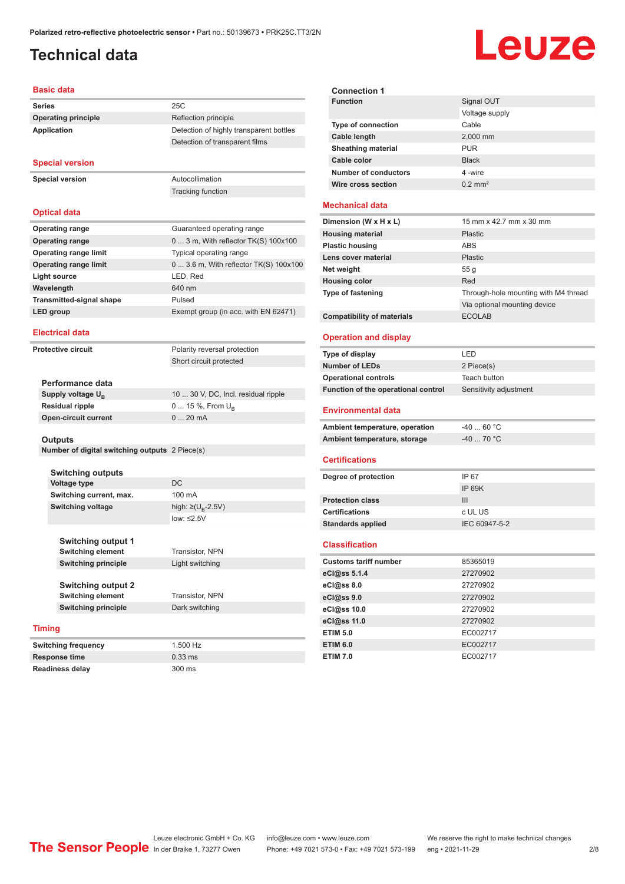# Technical data

## Basic data

| | |
|---|---|
| **Series** | 25C |
| **Operating principle** | Reflection principle |
| **Application** | Detection of highly transparent bottles |
| | Detection of transparent films |

## Special version

| | |
|---|---|
| **Special version** | Autocollimation |
| | Tracking function |

## Optical data

| | |
|---|---|
| **Operating range** | Guaranteed operating range |
| **Operating range** | 0 ... 3 m, With reflector TK(S) 100x100 |
| **Operating range limit** | Typical operating range |
| **Operating range limit** | 0 ... 3.6 m, With reflector TK(S) 100x100 |
| **Light source** | LED, Red |
| **Wavelength** | 640 nm |
| **Transmitted-signal shape** | Pulsed |
| **LED group** | Exempt group (in acc. with EN 62471) |

## Electrical data

| | |
|---|---|
| **Protective circuit** | Polarity reversal protection |
| | Short circuit protected |

### Performance data

| | |
|---|---|
| **Supply voltage $U_B$** | 10 ... 30 V, DC, Incl. residual ripple |
| **Residual ripple** | 0 ... 15 %, From $U_B$ |
| **Open-circuit current** | 0 ... 20 mA |

### Outputs

| | |
|---|---|
| **Number of digital switching outputs** | 2 Piece(s) |

#### Switching outputs

| | |
|---|---|
| **Voltage type** | DC |
| **Switching current, max.** | 100 mA |
| **Switching voltage** | high: ≥($U_B$-2.5V) |
| | low: ≤2.5V |

##### Switching output 1

| | |
|---|---|
| **Switching element** | Transistor, NPN |
| **Switching principle** | Light switching |

##### Switching output 2

| | |
|---|---|
| **Switching element** | Transistor, NPN |
| **Switching principle** | Dark switching |

## Timing

| | |
|---|---|
| **Switching frequency** | 1,500 Hz |
| **Response time** | 0.33 ms |
| **Readiness delay** | 300 ms |

## Connection

### Connection 1

| | |
|---|---|
| **Function** | Signal OUT |
| | Voltage supply |
| **Type of connection** | Cable |
| **Cable length** | 2,000 mm |
| **Sheathing material** | PUR |
| **Cable color** | Black |
| **Number of conductors** | 4 -wire |
| **Wire cross section** | 0.2 mm² |

## Mechanical data

| | |
|---|---|
| **Dimension (W x H x L)** | 15 mm x 42.7 mm x 30 mm |
| **Housing material** | Plastic |
| **Plastic housing** | ABS |
| **Lens cover material** | Plastic |
| **Net weight** | 55 g |
| **Housing color** | Red |
| **Type of fastening** | Through-hole mounting with M4 thread |
| | Via optional mounting device |
| **Compatibility of materials** | ECOLAB |

## Operation and display

| | |
|---|---|
| **Type of display** | LED |
| **Number of LEDs** | 2 Piece(s) |
| **Operational controls** | Teach button |
| **Function of the operational control** | Sensitivity adjustment |

## Environmental data

| | |
|---|---|
| **Ambient temperature, operation** | -40 ... 60 °C |
| **Ambient temperature, storage** | -40 ... 70 °C |

## Certifications

| | |
|---|---|
| **Degree of protection** | IP 67 |
| | IP 69K |
| **Protection class** | III |
| **Certifications** | c UL US |
| **Standards applied** | IEC 60947-5-2 |

## Classification

| | |
|---|---|
| **Customs tariff number** | 85365019 |
| **eCl@ss 5.1.4** | 27270902 |
| **eCl@ss 8.0** | 27270902 |
| **eCl@ss 9.0** | 27270902 |
| **eCl@ss 10.0** | 27270902 |
| **eCl@ss 11.0** | 27270902 |
| **ETIM 5.0** | EC002717 |
| **ETIM 6.0** | EC002717 |
| **ETIM 7.0** | EC002717 |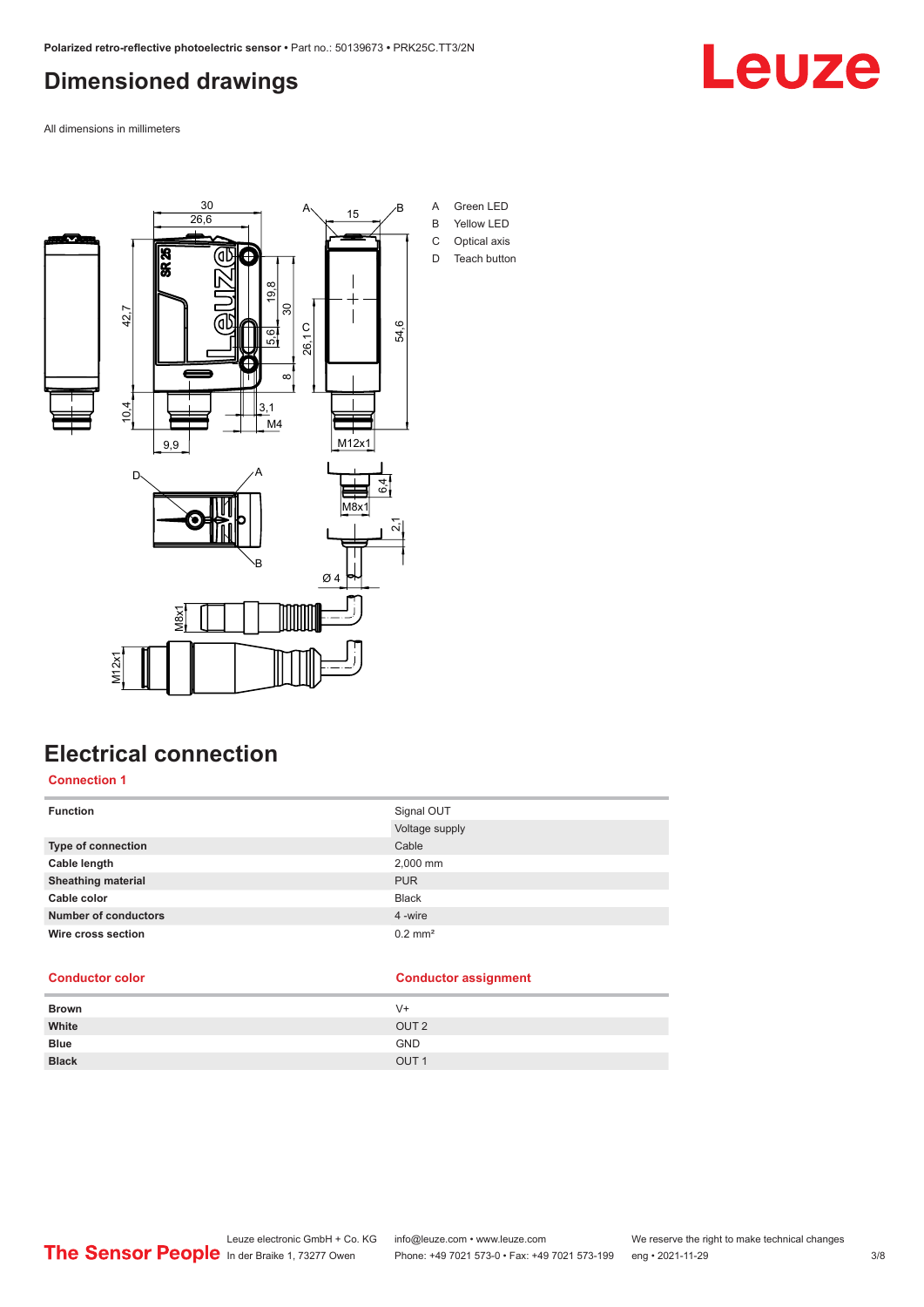# Dimensioned drawings

All dimensions in millimeters

A Green LED
B Yellow LED
C Optical axis
D Teach button

# Electrical connection

## Connection 1

| | |
|---|---|
| **Function** | Signal OUT |
| | Voltage supply |
| **Type of connection** | Cable |
| **Cable length** | 2,000 mm |
| **Sheathing material** | PUR |
| **Cable color** | Black |
| **Number of conductors** | 4 -wire |
| **Wire cross section** | 0.2 mm² |

| Conductor color | Conductor assignment |
|---|---|
| **Brown** | V+ |
| **White** | OUT 2 |
| **Blue** | GND |
| **Black** | OUT 1 |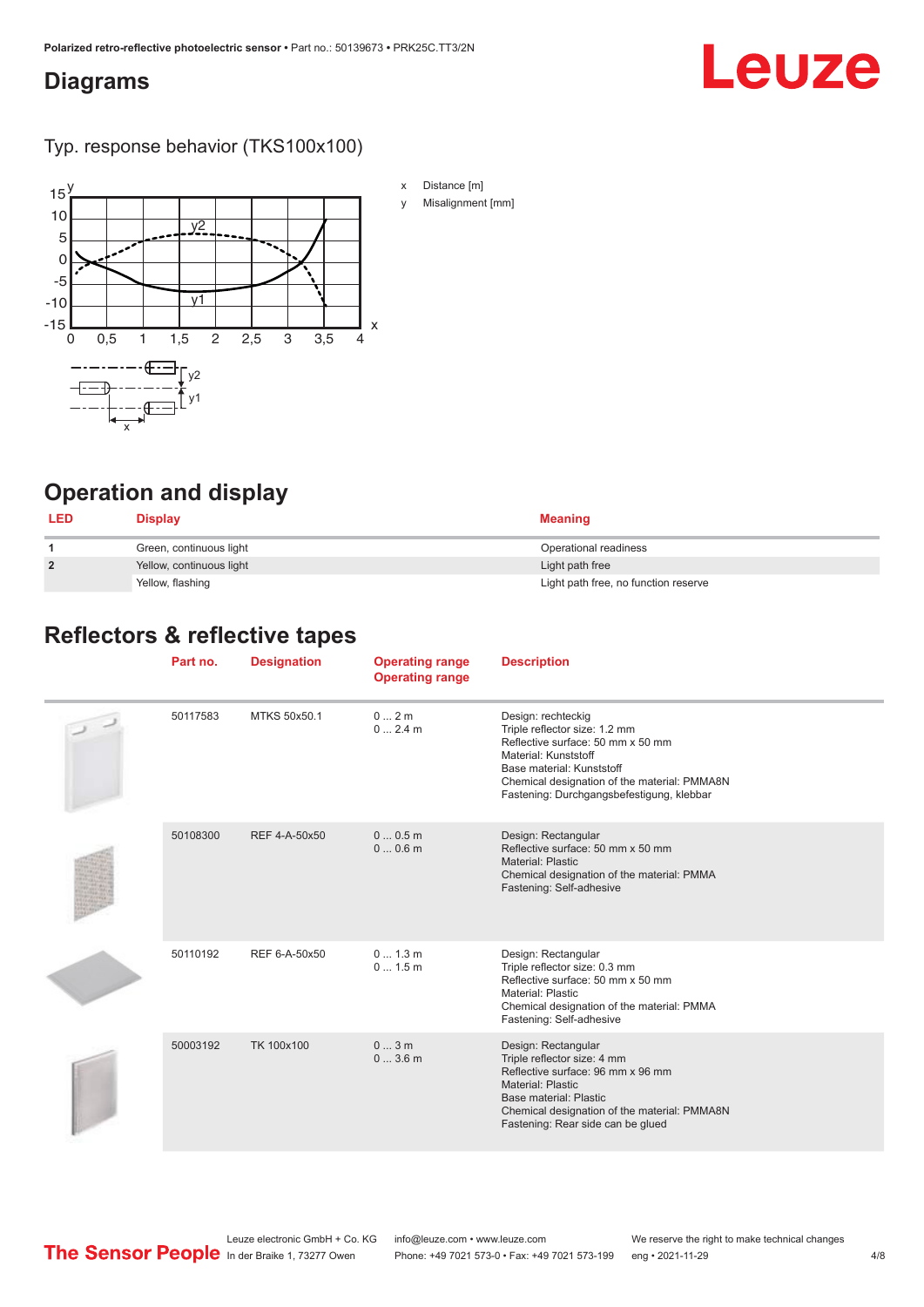# Diagrams

Typ. response behavior (TKS100x100)

x Distance [m]

y Misalignment [mm]

# Operation and display

| LED | Display | Meaning |
|---|---|---|
| 1 | Green, continuous light | Operational readiness |
| 2 | Yellow, continuous light | Light path free |
| | Yellow, flashing | Light path free, no function reserve |

# Reflectors & reflective tapes

| | Part no. | Designation | Operating range<br>Operating range | Description |
|---|---|---|---|---|
| | 50117583 | MTKS 50x50.1 | 0 ... 2 m<br>0 ... 2.4 m | Design: rechteckig<br>Triple reflector size: 1.2 mm<br>Reflective surface: 50 mm x 50 mm<br>Material: Kunststoff<br>Base material: Kunststoff<br>Chemical designation of the material: PMMA8N<br>Fastening: Durchgangsbefestigung, klebbar |
| | 50108300 | REF 4-A-50x50 | 0 ... 0.5 m<br>0 ... 0.6 m | Design: Rectangular<br>Reflective surface: 50 mm x 50 mm<br>Material: Plastic<br>Chemical designation of the material: PMMA<br>Fastening: Self-adhesive |
| | 50110192 | REF 6-A-50x50 | 0 ... 1.3 m<br>0 ... 1.5 m | Design: Rectangular<br>Triple reflector size: 0.3 mm<br>Reflective surface: 50 mm x 50 mm<br>Material: Plastic<br>Chemical designation of the material: PMMA<br>Fastening: Self-adhesive |
| | 50003192 | TK 100x100 | 0 ... 3 m<br>0 ... 3.6 m | Design: Rectangular<br>Triple reflector size: 4 mm<br>Reflective surface: 96 mm x 96 mm<br>Material: Plastic<br>Base material: Plastic<br>Chemical designation of the material: PMMA8N<br>Fastening: Rear side can be glued |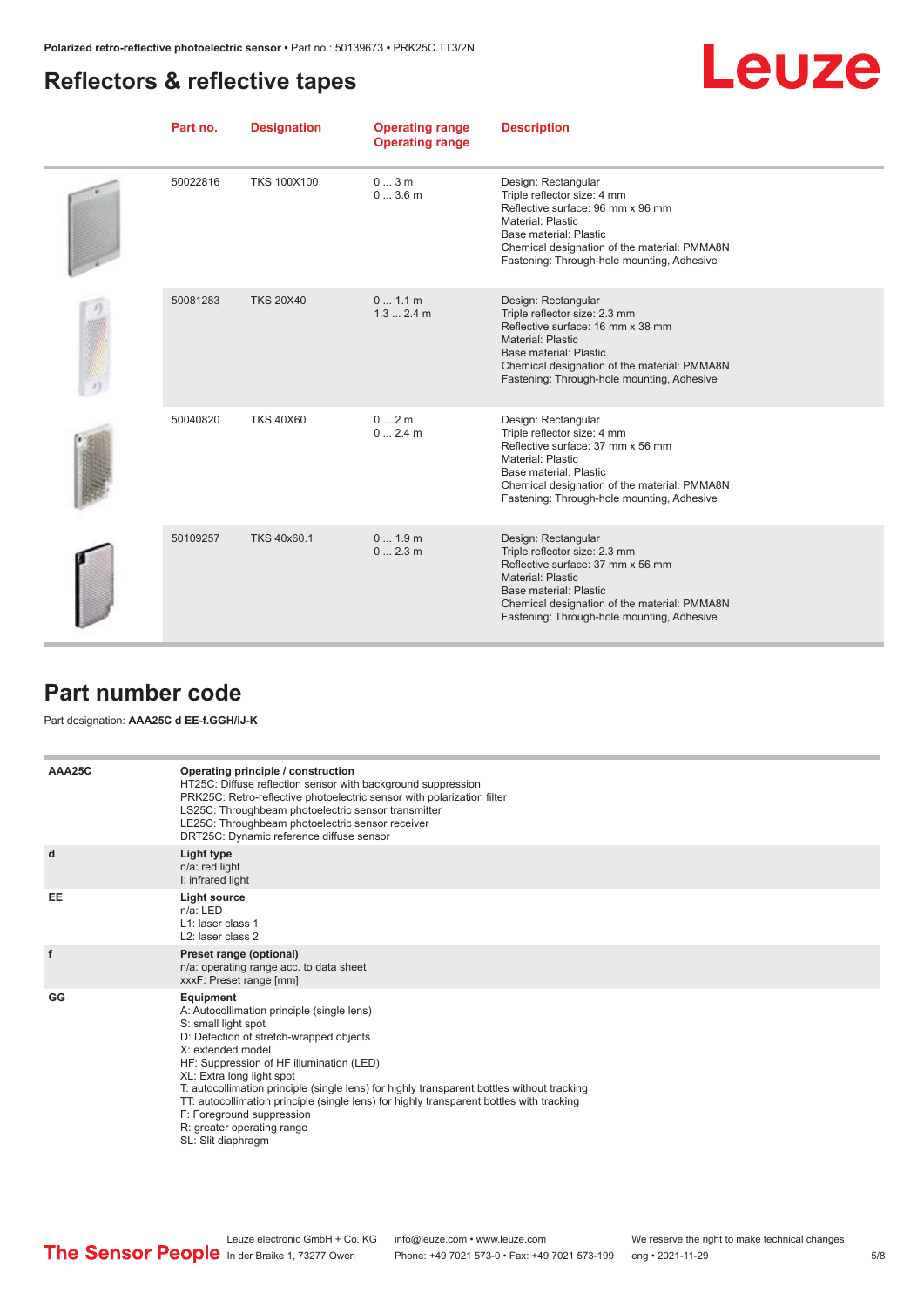## Reflectors & reflective tapes

| Part no. | Designation | Operating range<br>Operating range | Description |
|---|---|---|---|
| 50022816 | TKS 100X100 | 0 ... 3 m<br>0 ... 3.6 m | Design: Rectangular<br>Triple reflector size: 4 mm<br>Reflective surface: 96 mm x 96 mm<br>Material: Plastic<br>Base material: Plastic<br>Chemical designation of the material: PMMA8N<br>Fastening: Through-hole mounting, Adhesive |
| 50081283 | TKS 20X40 | 0 ... 1.1 m<br>1.3 ... 2.4 m | Design: Rectangular<br>Triple reflector size: 2.3 mm<br>Reflective surface: 16 mm x 38 mm<br>Material: Plastic<br>Base material: Plastic<br>Chemical designation of the material: PMMA8N<br>Fastening: Through-hole mounting, Adhesive |
| 50040820 | TKS 40X60 | 0 ... 2 m<br>0 ... 2.4 m | Design: Rectangular<br>Triple reflector size: 4 mm<br>Reflective surface: 37 mm x 56 mm<br>Material: Plastic<br>Base material: Plastic<br>Chemical designation of the material: PMMA8N<br>Fastening: Through-hole mounting, Adhesive |
| 50109257 | TKS 40x60.1 | 0 ... 1.9 m<br>0 ... 2.3 m | Design: Rectangular<br>Triple reflector size: 2.3 mm<br>Reflective surface: 37 mm x 56 mm<br>Material: Plastic<br>Base material: Plastic<br>Chemical designation of the material: PMMA8N<br>Fastening: Through-hole mounting, Adhesive |

## Part number code

Part designation: **AAA25C d EE-f.GGH/iJ-K**

| | |
|---|---|
| AAA25C | **Operating principle / construction**<br>HT25C: Diffuse reflection sensor with background suppression<br>PRK25C: Retro-reflective photoelectric sensor with polarization filter<br>LS25C: Throughbeam photoelectric sensor transmitter<br>LE25C: Throughbeam photoelectric sensor receiver<br>DRT25C: Dynamic reference diffuse sensor |
| d | **Light type**<br>n/a: red light<br>I: infrared light |
| EE | **Light source**<br>n/a: LED<br>L1: laser class 1<br>L2: laser class 2 |
| f | **Preset range (optional)**<br>n/a: operating range acc. to data sheet<br>xxxF: Preset range [mm] |
| GG | **Equipment**<br>A: Autocollimation principle (single lens)<br>S: small light spot<br>D: Detection of stretch-wrapped objects<br>X: extended model<br>HF: Suppression of HF illumination (LED)<br>XL: Extra long light spot<br>T: autocollimation principle (single lens) for highly transparent bottles without tracking<br>TT: autocollimation principle (single lens) for highly transparent bottles with tracking<br>F: Foreground suppression<br>R: greater operating range<br>SL: Slit diaphragm |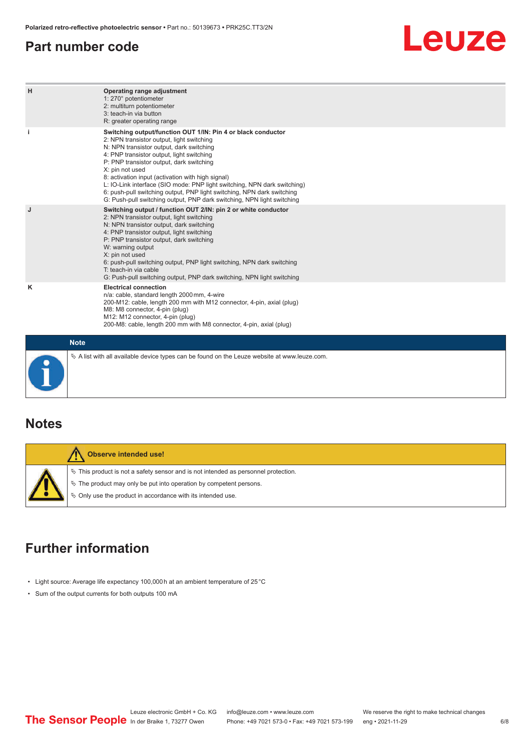## Part number code

| | |
|---|---|
| H | **Operating range adjustment**<br>1: 270° potentiometer<br>2: multiturn potentiometer<br>3: teach-in via button<br>R: greater operating range |
| i | **Switching output/function OUT 1/IN: Pin 4 or black conductor**<br>2: NPN transistor output, light switching<br>N: NPN transistor output, dark switching<br>4: PNP transistor output, light switching<br>P: PNP transistor output, dark switching<br>X: pin not used<br>8: activation input (activation with high signal)<br>L: IO-Link interface (SIO mode: PNP light switching, NPN dark switching)<br>6: push-pull switching output, PNP light switching, NPN dark switching<br>G: Push-pull switching output, PNP dark switching, NPN light switching |
| J | **Switching output / function OUT 2/IN: pin 2 or white conductor**<br>2: NPN transistor output, light switching<br>N: NPN transistor output, dark switching<br>4: PNP transistor output, light switching<br>P: PNP transistor output, dark switching<br>W: warning output<br>X: pin not used<br>6: push-pull switching output, PNP light switching, NPN dark switching<br>T: teach-in via cable<br>G: Push-pull switching output, PNP dark switching, NPN light switching |
| K | **Electrical connection**<br>n/a: cable, standard length 2000 mm, 4-wire<br>200-M12: cable, length 200 mm with M12 connector, 4-pin, axial (plug)<br>M8: M8 connector, 4-pin (plug)<br>M12: M12 connector, 4-pin (plug)<br>200-M8: cable, length 200 mm with M8 connector, 4-pin, axial (plug) |

**Note**

↳ A list with all available device types can be found on the Leuze website at www.leuze.com.

## Notes

**Observe intended use!**

↳ This product is not a safety sensor and is not intended as personnel protection.

↳ The product may only be put into operation by competent persons.

↳ Only use the product in accordance with its intended use.

## Further information

- Light source: Average life expectancy 100,000 h at an ambient temperature of 25 °C
- Sum of the output currents for both outputs 100 mA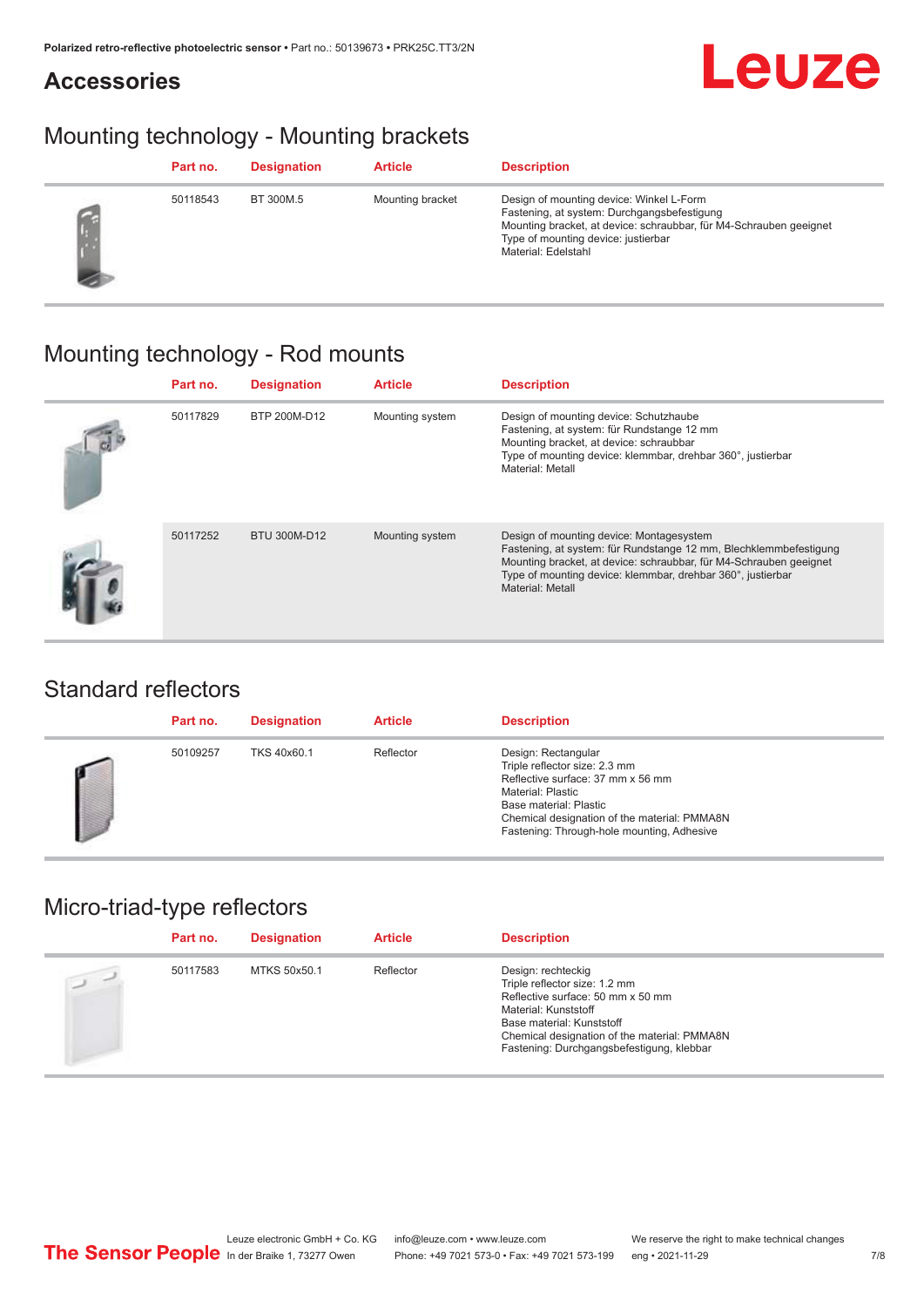# Accessories

## Mounting technology - Mounting brackets

| | Part no. | Designation | Article | Description |
|---|---|---|---|---|
| | 50118543 | BT 300M.5 | Mounting bracket | Design of mounting device: Winkel L-Form<br>Fastening, at system: Durchgangsbefestigung<br>Mounting bracket, at device: schraubbar, für M4-Schrauben geeignet<br>Type of mounting device: justierbar<br>Material: Edelstahl |

## Mounting technology - Rod mounts

| | Part no. | Designation | Article | Description |
|---|---|---|---|---|
| | 50117829 | BTP 200M-D12 | Mounting system | Design of mounting device: Schutzhaube<br>Fastening, at system: für Rundstange 12 mm<br>Mounting bracket, at device: schraubbar<br>Type of mounting device: klemmbar, drehbar 360°, justierbar<br>Material: Metall |
| | 50117252 | BTU 300M-D12 | Mounting system | Design of mounting device: Montagesystem<br>Fastening, at system: für Rundstange 12 mm, Blechklemmbefestigung<br>Mounting bracket, at device: schraubbar, für M4-Schrauben geeignet<br>Type of mounting device: klemmbar, drehbar 360°, justierbar<br>Material: Metall |

## Standard reflectors

| | Part no. | Designation | Article | Description |
|---|---|---|---|---|
| | 50109257 | TKS 40x60.1 | Reflector | Design: Rectangular<br>Triple reflector size: 2.3 mm<br>Reflective surface: 37 mm x 56 mm<br>Material: Plastic<br>Base material: Plastic<br>Chemical designation of the material: PMMA8N<br>Fastening: Through-hole mounting, Adhesive |

## Micro-triad-type reflectors

| | Part no. | Designation | Article | Description |
|---|---|---|---|---|
| | 50117583 | MTKS 50x50.1 | Reflector | Design: rechteckig<br>Triple reflector size: 1.2 mm<br>Reflective surface: 50 mm x 50 mm<br>Material: Kunststoff<br>Base material: Kunststoff<br>Chemical designation of the material: PMMA8N<br>Fastening: Durchgangsbefestigung, klebbar |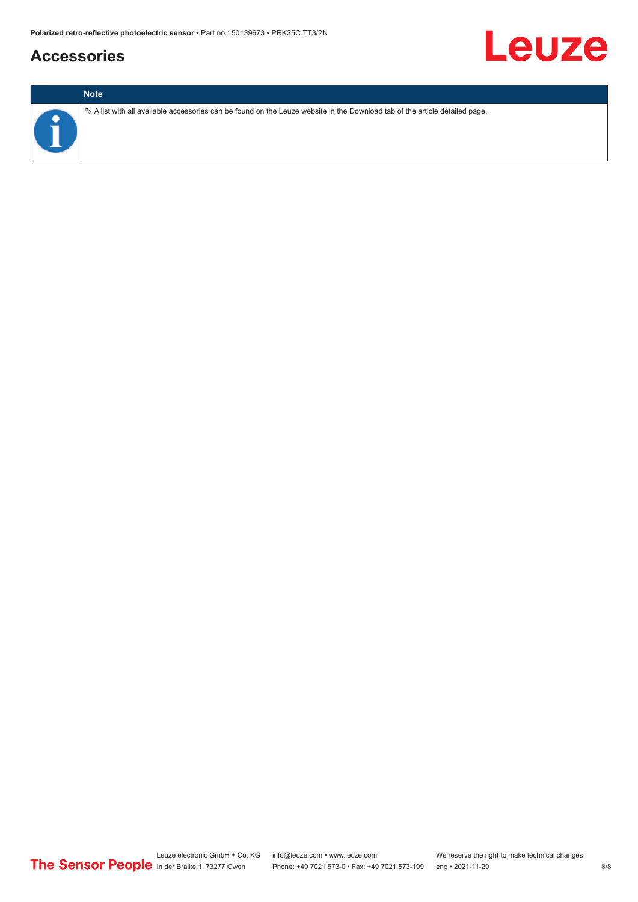## Accessories

| | Note |
|---|---|
| | ✎ A list with all available accessories can be found on the Leuze website in the Download tab of the article detailed page. |